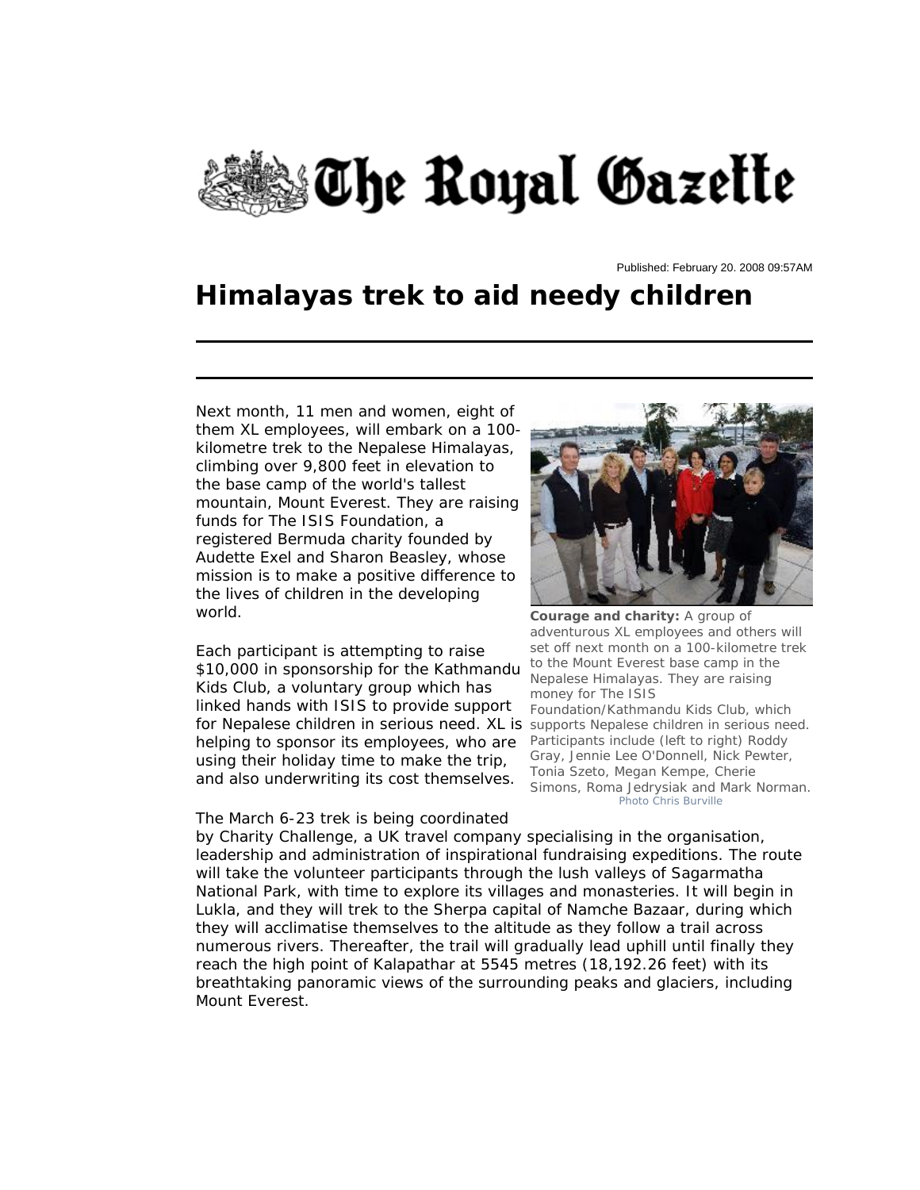# The Royal Gazette

Published: February 20. 2008 09:57AM

## Himalayas trek to aid needy children

Next month, 11 men and women, eight of them XL employees, will embark on a 100-kilometre trek to the Nepalese Himalayas, climbing over 9,800 feet in elevation to the base camp of the world's tallest mountain, Mount Everest. They are raising funds for The ISIS Foundation, a registered Bermuda charity founded by Audette Exel and Sharon Beasley, whose mission is to make a positive difference to the lives of children in the developing world.

**Courage and charity:** A group of adventurous XL employees and others will set off next month on a 100-kilometre trek to the Mount Everest base camp in the Nepalese Himalayas. They are raising money for The ISIS Foundation/Kathmandu Kids Club, which supports Nepalese children in serious need. Participants include (left to right) Roddy Gray, Jennie Lee O'Donnell, Nick Pewter, Tonia Szeto, Megan Kempe, Cherie Simons, Roma Jedrysiak and Mark Norman. Photo Chris Burville

Each participant is attempting to raise $10,000 in sponsorship for the Kathmandu Kids Club, a voluntary group which has linked hands with ISIS to provide support for Nepalese children in serious need. XL is helping to sponsor its employees, who are using their holiday time to make the trip, and also underwriting its cost themselves.

The March 6-23 trek is being coordinated by Charity Challenge, a UK travel company specialising in the organisation, leadership and administration of inspirational fundraising expeditions. The route will take the volunteer participants through the lush valleys of Sagarmatha National Park, with time to explore its villages and monasteries. It will begin in Lukla, and they will trek to the Sherpa capital of Namche Bazaar, during which they will acclimatise themselves to the altitude as they follow a trail across numerous rivers. Thereafter, the trail will gradually lead uphill until finally they reach the high point of Kalapathar at 5545 metres (18,192.26 feet) with its breathtaking panoramic views of the surrounding peaks and glaciers, including Mount Everest.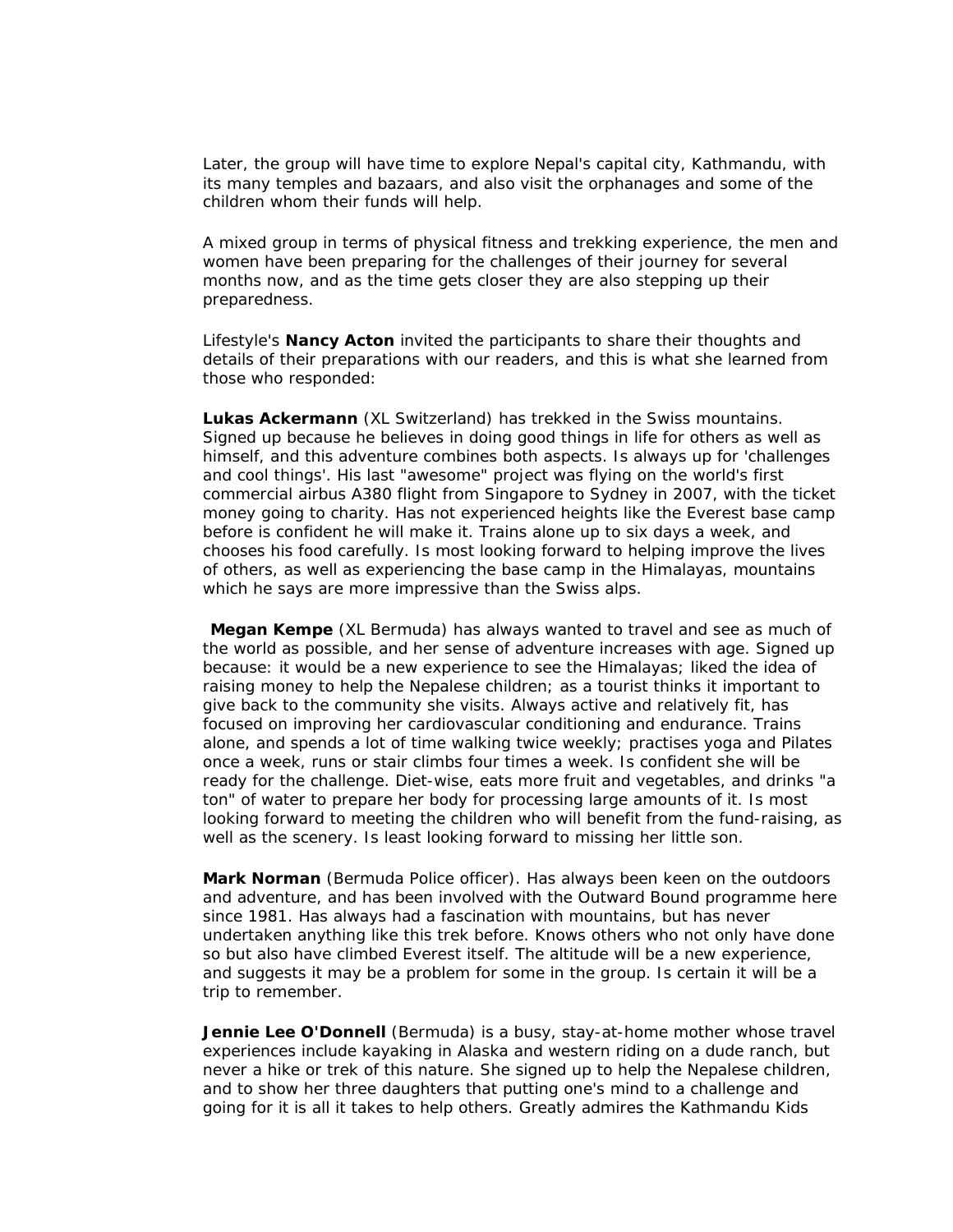Later, the group will have time to explore Nepal's capital city, Kathmandu, with its many temples and bazaars, and also visit the orphanages and some of the children whom their funds will help.

A mixed group in terms of physical fitness and trekking experience, the men and women have been preparing for the challenges of their journey for several months now, and as the time gets closer they are also stepping up their preparedness.

Lifestyle's **Nancy Acton** invited the participants to share their thoughts and details of their preparations with our readers, and this is what she learned from those who responded:

**Lukas Ackermann** (XL Switzerland) has trekked in the Swiss mountains. Signed up because he believes in doing good things in life for others as well as himself, and this adventure combines both aspects. Is always up for 'challenges and cool things'. His last "awesome" project was flying on the world's first commercial airbus A380 flight from Singapore to Sydney in 2007, with the ticket money going to charity. Has not experienced heights like the Everest base camp before is confident he will make it. Trains alone up to six days a week, and chooses his food carefully. Is most looking forward to helping improve the lives of others, as well as experiencing the base camp in the Himalayas, mountains which he says are more impressive than the Swiss alps.

**Megan Kempe** (XL Bermuda) has always wanted to travel and see as much of the world as possible, and her sense of adventure increases with age. Signed up because: it would be a new experience to see the Himalayas; liked the idea of raising money to help the Nepalese children; as a tourist thinks it important to give back to the community she visits. Always active and relatively fit, has focused on improving her cardiovascular conditioning and endurance. Trains alone, and spends a lot of time walking twice weekly; practises yoga and Pilates once a week, runs or stair climbs four times a week. Is confident she will be ready for the challenge. Diet-wise, eats more fruit and vegetables, and drinks "a ton" of water to prepare her body for processing large amounts of it. Is most looking forward to meeting the children who will benefit from the fund-raising, as well as the scenery. Is least looking forward to missing her little son.

**Mark Norman** (Bermuda Police officer). Has always been keen on the outdoors and adventure, and has been involved with the Outward Bound programme here since 1981. Has always had a fascination with mountains, but has never undertaken anything like this trek before. Knows others who not only have done so but also have climbed Everest itself. The altitude will be a new experience, and suggests it may be a problem for some in the group. Is certain it will be a trip to remember.

**Jennie Lee O'Donnell** (Bermuda) is a busy, stay-at-home mother whose travel experiences include kayaking in Alaska and western riding on a dude ranch, but never a hike or trek of this nature. She signed up to help the Nepalese children, and to show her three daughters that putting one's mind to a challenge and going for it is all it takes to help others. Greatly admires the Kathmandu Kids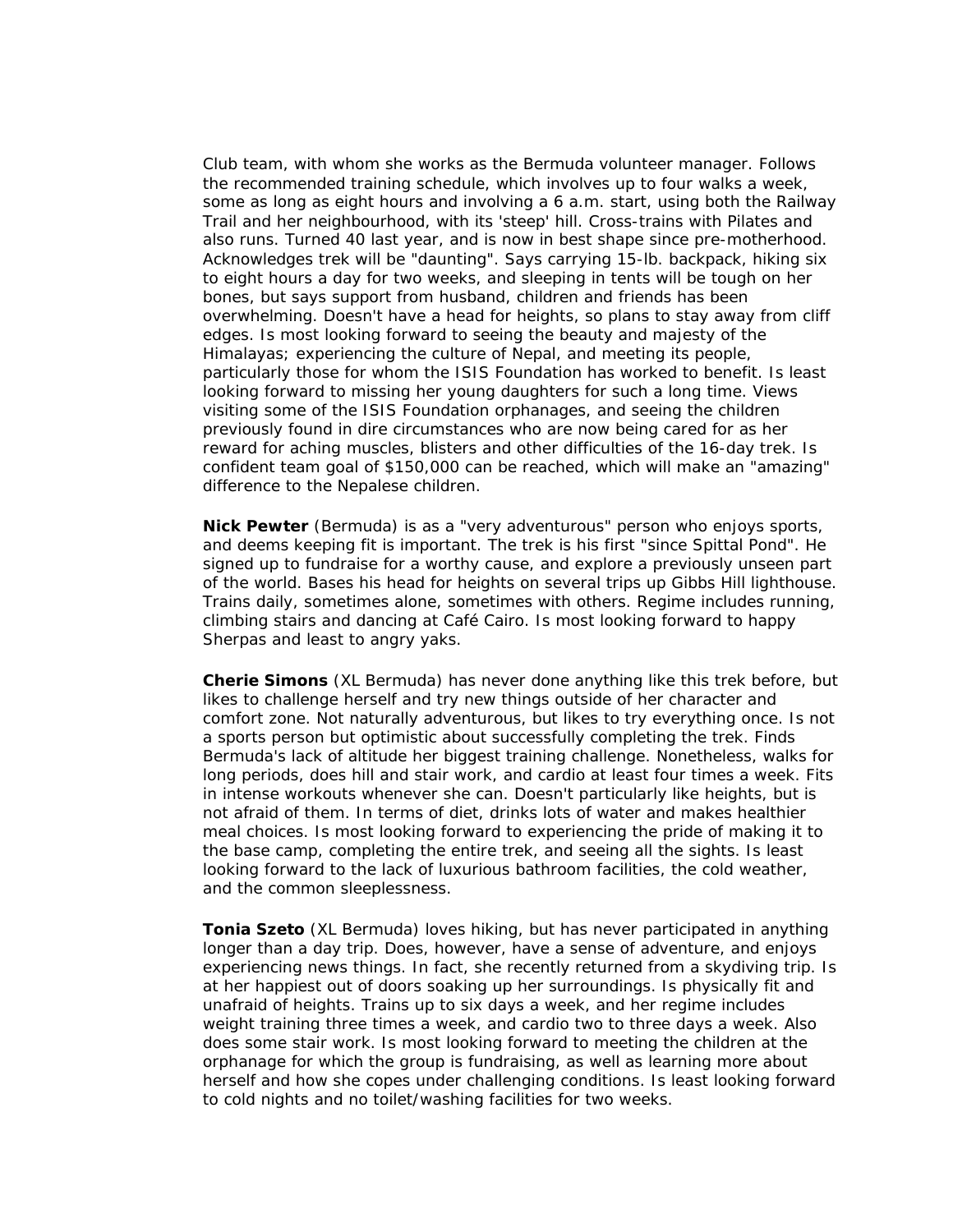Club team, with whom she works as the Bermuda volunteer manager. Follows the recommended training schedule, which involves up to four walks a week, some as long as eight hours and involving a 6 a.m. start, using both the Railway Trail and her neighbourhood, with its 'steep' hill. Cross-trains with Pilates and also runs. Turned 40 last year, and is now in best shape since pre-motherhood. Acknowledges trek will be "daunting". Says carrying 15-lb. backpack, hiking six to eight hours a day for two weeks, and sleeping in tents will be tough on her bones, but says support from husband, children and friends has been overwhelming. Doesn't have a head for heights, so plans to stay away from cliff edges. Is most looking forward to seeing the beauty and majesty of the Himalayas; experiencing the culture of Nepal, and meeting its people, particularly those for whom the ISIS Foundation has worked to benefit. Is least looking forward to missing her young daughters for such a long time. Views visiting some of the ISIS Foundation orphanages, and seeing the children previously found in dire circumstances who are now being cared for as her reward for aching muscles, blisters and other difficulties of the 16-day trek. Is confident team goal of $150,000 can be reached, which will make an "amazing" difference to the Nepalese children.

**Nick Pewter** (Bermuda) is as a "very adventurous" person who enjoys sports, and deems keeping fit is important. The trek is his first "since Spittal Pond". He signed up to fundraise for a worthy cause, and explore a previously unseen part of the world. Bases his head for heights on several trips up Gibbs Hill lighthouse. Trains daily, sometimes alone, sometimes with others. Regime includes running, climbing stairs and dancing at Café Cairo. Is most looking forward to happy Sherpas and least to angry yaks.

**Cherie Simons** (XL Bermuda) has never done anything like this trek before, but likes to challenge herself and try new things outside of her character and comfort zone. Not naturally adventurous, but likes to try everything once. Is not a sports person but optimistic about successfully completing the trek. Finds Bermuda's lack of altitude her biggest training challenge. Nonetheless, walks for long periods, does hill and stair work, and cardio at least four times a week. Fits in intense workouts whenever she can. Doesn't particularly like heights, but is not afraid of them. In terms of diet, drinks lots of water and makes healthier meal choices. Is most looking forward to experiencing the pride of making it to the base camp, completing the entire trek, and seeing all the sights. Is least looking forward to the lack of luxurious bathroom facilities, the cold weather, and the common sleeplessness.

**Tonia Szeto** (XL Bermuda) loves hiking, but has never participated in anything longer than a day trip. Does, however, have a sense of adventure, and enjoys experiencing news things. In fact, she recently returned from a skydiving trip. Is at her happiest out of doors soaking up her surroundings. Is physically fit and unafraid of heights. Trains up to six days a week, and her regime includes weight training three times a week, and cardio two to three days a week. Also does some stair work. Is most looking forward to meeting the children at the orphanage for which the group is fundraising, as well as learning more about herself and how she copes under challenging conditions. Is least looking forward to cold nights and no toilet/washing facilities for two weeks.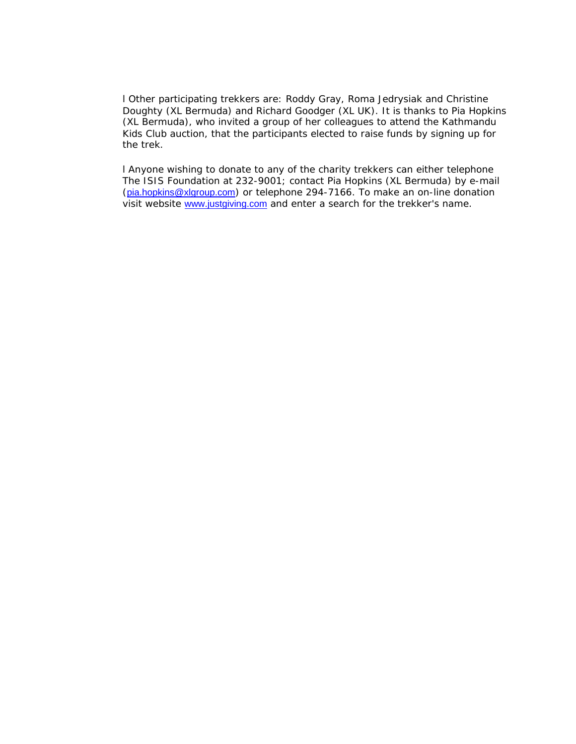l Other participating trekkers are: Roddy Gray, Roma Jedrysiak and Christine Doughty (XL Bermuda) and Richard Goodger (XL UK). It is thanks to Pia Hopkins (XL Bermuda), who invited a group of her colleagues to attend the Kathmandu Kids Club auction, that the participants elected to raise funds by signing up for the trek.

l Anyone wishing to donate to any of the charity trekkers can either telephone The ISIS Foundation at 232-9001; contact Pia Hopkins (XL Bermuda) by e-mail (pia.hopkins@xlgroup.com) or telephone 294-7166. To make an on-line donation visit website www.justgiving.com and enter a search for the trekker's name.